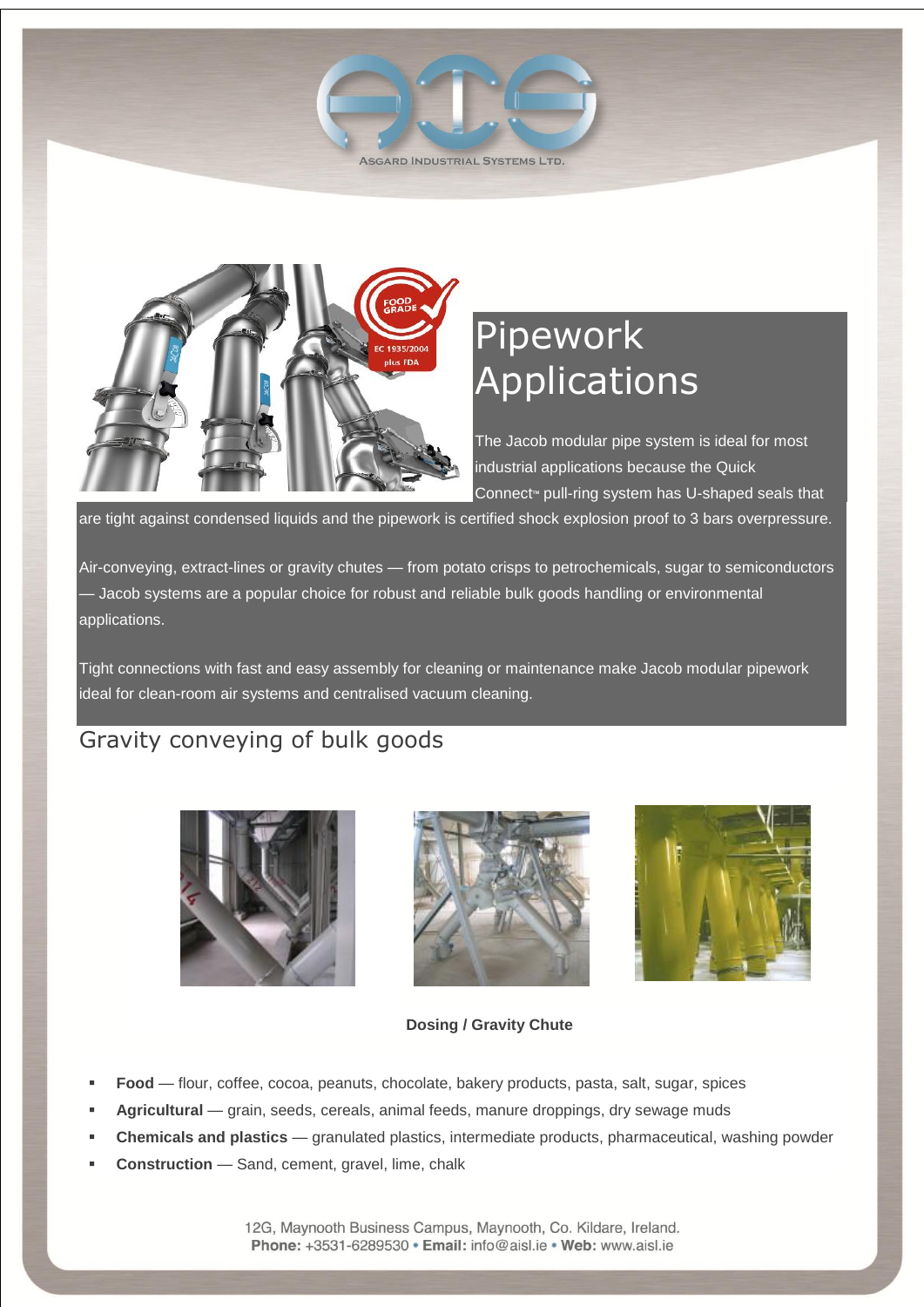ASGARD INDUSTRIAL SYSTEMS LTD.

# Pipework Applications

The Jacob modular pipe system is ideal for most industrial applications because the Quick Connect™ pull-ring system has U-shaped seals that are tight against condensed liquids and the pipework is certified shock explosion proof to 3 bars overpressure.

Air-conveying, extract-lines or gravity chutes — from potato crisps to petrochemicals, sugar to semiconductors — Jacob systems are a popular choice for robust and reliable bulk goods handling or environmental applications.

Tight connections with fast and easy assembly for cleaning or maintenance make Jacob modular pipework ideal for clean-room air systems and centralised vacuum cleaning.

## Gravity conveying of bulk goods

**Dosing / Gravity Chute**

- **Food** — flour, coffee, cocoa, peanuts, chocolate, bakery products, pasta, salt, sugar, spices
- **Agricultural** — grain, seeds, cereals, animal feeds, manure droppings, dry sewage muds
- **Chemicals and plastics** — granulated plastics, intermediate products, pharmaceutical, washing powder
- **Construction** — Sand, cement, gravel, lime, chalk

12G, Maynooth Business Campus, Maynooth, Co. Kildare, Ireland.
**Phone:** +3531-6289530 • **Email:** info@aisl.ie • **Web:** www.aisl.ie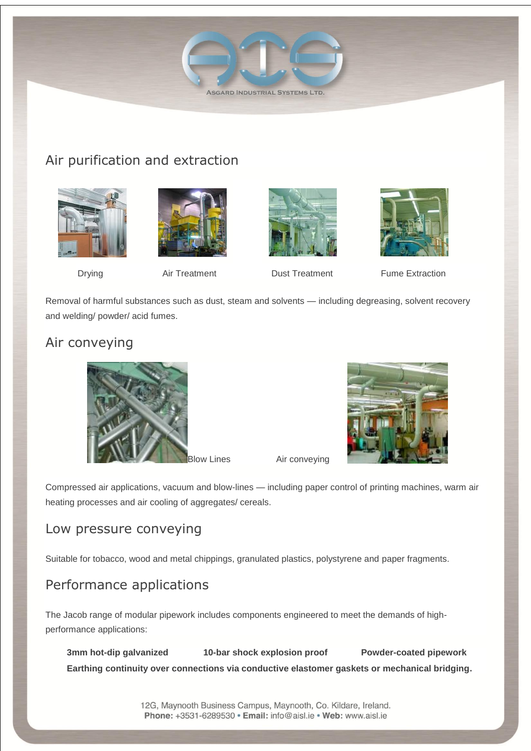ASGARD INDUSTRIAL SYSTEMS LTD.

## Air purification and extraction

Drying

Air Treatment

Dust Treatment

Fume Extraction

Removal of harmful substances such as dust, steam and solvents — including degreasing, solvent recovery and welding/ powder/ acid fumes.

## Air conveying

Blow Lines

Air conveying

Compressed air applications, vacuum and blow-lines — including paper control of printing machines, warm air heating processes and air cooling of aggregates/ cereals.

## Low pressure conveying

Suitable for tobacco, wood and metal chippings, granulated plastics, polystyrene and paper fragments.

## Performance applications

The Jacob range of modular pipework includes components engineered to meet the demands of high-performance applications:

**3mm hot-dip galvanized** **10-bar shock explosion proof** **Powder-coated pipework**
**Earthing continuity over connections via conductive elastomer gaskets or mechanical bridging.**

12G, Maynooth Business Campus, Maynooth, Co. Kildare, Ireland.
**Phone:** +3531-6289530 • **Email:** info@aisl.ie • **Web:** www.aisl.ie